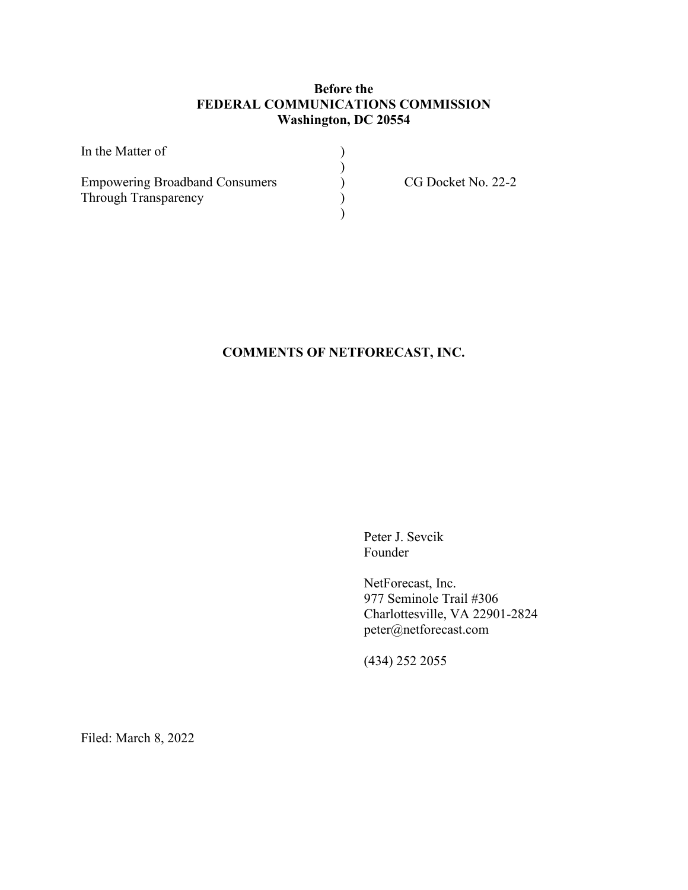**Before the**
**FEDERAL COMMUNICATIONS COMMISSION**
**Washington, DC 20554**

| | | |
|---|---|---|
| In the Matter of | ) | |
| | ) | |
| Empowering Broadband Consumers | ) | CG Docket No. 22-2 |
| Through Transparency | ) | |
| | ) | |

# COMMENTS OF NETFORECAST, INC.

Peter J. Sevcik
Founder

NetForecast, Inc.
977 Seminole Trail #306
Charlottesville, VA 22901-2824
peter@netforecast.com

(434) 252 2055

Filed: March 8, 2022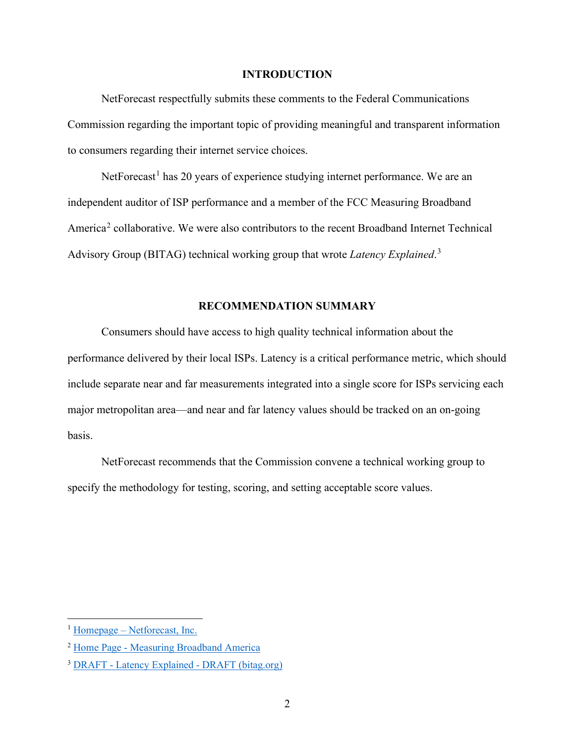## INTRODUCTION

NetForecast respectfully submits these comments to the Federal Communications Commission regarding the important topic of providing meaningful and transparent information to consumers regarding their internet service choices.

NetForecast[1] has 20 years of experience studying internet performance. We are an independent auditor of ISP performance and a member of the FCC Measuring Broadband America[2] collaborative. We were also contributors to the recent Broadband Internet Technical Advisory Group (BITAG) technical working group that wrote *Latency Explained*.[3]

## RECOMMENDATION SUMMARY

Consumers should have access to high quality technical information about the performance delivered by their local ISPs. Latency is a critical performance metric, which should include separate near and far measurements integrated into a single score for ISPs servicing each major metropolitan area—and near and far latency values should be tracked on an on-going basis.

NetForecast recommends that the Commission convene a technical working group to specify the methodology for testing, scoring, and setting acceptable score values.

---

[1] Homepage – Netforecast, Inc.

[2] Home Page - Measuring Broadband America

[3] DRAFT - Latency Explained - DRAFT (bitag.org)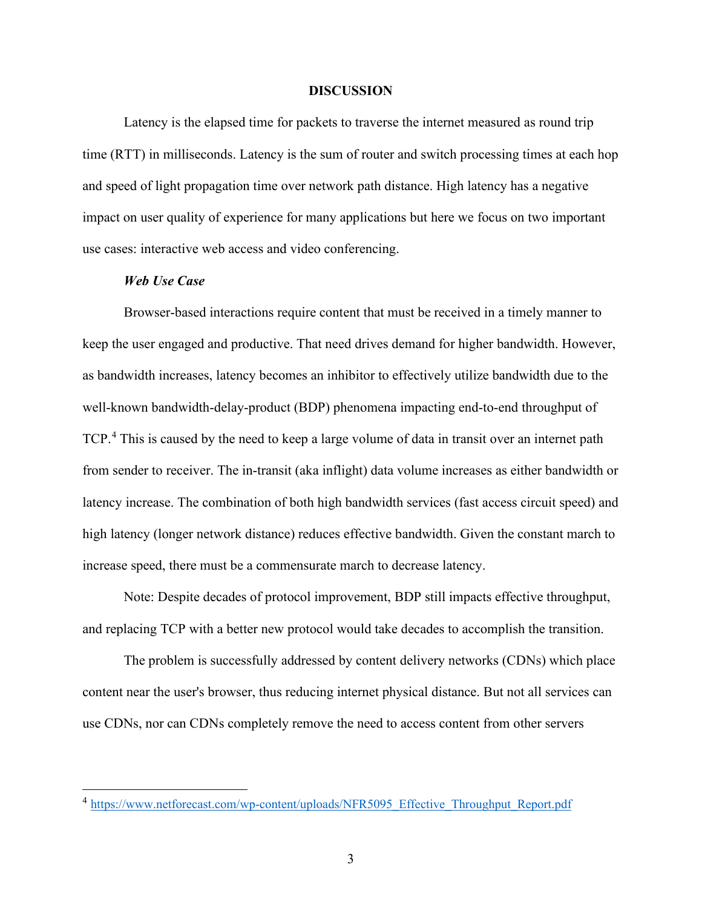## DISCUSSION

Latency is the elapsed time for packets to traverse the internet measured as round trip time (RTT) in milliseconds. Latency is the sum of router and switch processing times at each hop and speed of light propagation time over network path distance. High latency has a negative impact on user quality of experience for many applications but here we focus on two important use cases: interactive web access and video conferencing.

### *Web Use Case*

Browser-based interactions require content that must be received in a timely manner to keep the user engaged and productive. That need drives demand for higher bandwidth. However, as bandwidth increases, latency becomes an inhibitor to effectively utilize bandwidth due to the well-known bandwidth-delay-product (BDP) phenomena impacting end-to-end throughput of TCP.[4] This is caused by the need to keep a large volume of data in transit over an internet path from sender to receiver. The in-transit (aka inflight) data volume increases as either bandwidth or latency increase. The combination of both high bandwidth services (fast access circuit speed) and high latency (longer network distance) reduces effective bandwidth. Given the constant march to increase speed, there must be a commensurate march to decrease latency.

Note: Despite decades of protocol improvement, BDP still impacts effective throughput, and replacing TCP with a better new protocol would take decades to accomplish the transition.

The problem is successfully addressed by content delivery networks (CDNs) which place content near the user's browser, thus reducing internet physical distance. But not all services can use CDNs, nor can CDNs completely remove the need to access content from other servers

[4] https://www.netforecast.com/wp-content/uploads/NFR5095_Effective_Throughput_Report.pdf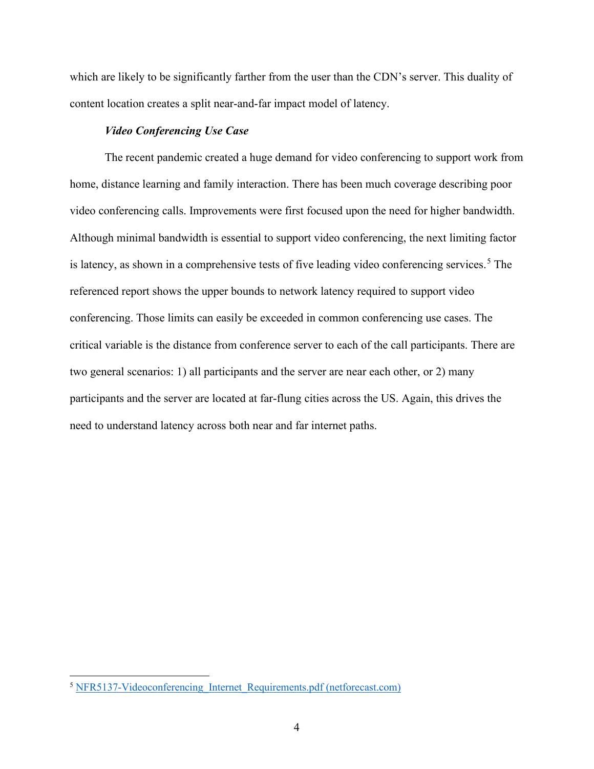which are likely to be significantly farther from the user than the CDN's server. This duality of content location creates a split near-and-far impact model of latency.

***Video Conferencing Use Case***

The recent pandemic created a huge demand for video conferencing to support work from home, distance learning and family interaction. There has been much coverage describing poor video conferencing calls. Improvements were first focused upon the need for higher bandwidth. Although minimal bandwidth is essential to support video conferencing, the next limiting factor is latency, as shown in a comprehensive tests of five leading video conferencing services.[5] The referenced report shows the upper bounds to network latency required to support video conferencing. Those limits can easily be exceeded in common conferencing use cases. The critical variable is the distance from conference server to each of the call participants. There are two general scenarios: 1) all participants and the server are near each other, or 2) many participants and the server are located at far-flung cities across the US. Again, this drives the need to understand latency across both near and far internet paths.

[5] NFR5137-Videoconferencing_Internet_Requirements.pdf (netforecast.com)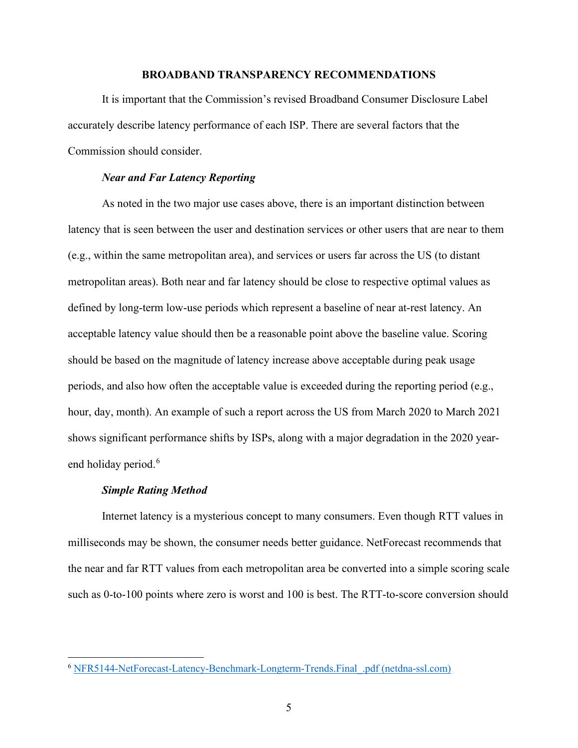## BROADBAND TRANSPARENCY RECOMMENDATIONS

It is important that the Commission's revised Broadband Consumer Disclosure Label accurately describe latency performance of each ISP. There are several factors that the Commission should consider.

### *Near and Far Latency Reporting*

As noted in the two major use cases above, there is an important distinction between latency that is seen between the user and destination services or other users that are near to them (e.g., within the same metropolitan area), and services or users far across the US (to distant metropolitan areas). Both near and far latency should be close to respective optimal values as defined by long-term low-use periods which represent a baseline of near at-rest latency. An acceptable latency value should then be a reasonable point above the baseline value. Scoring should be based on the magnitude of latency increase above acceptable during peak usage periods, and also how often the acceptable value is exceeded during the reporting period (e.g., hour, day, month). An example of such a report across the US from March 2020 to March 2021 shows significant performance shifts by ISPs, along with a major degradation in the 2020 year-end holiday period.[6]

### *Simple Rating Method*

Internet latency is a mysterious concept to many consumers. Even though RTT values in milliseconds may be shown, the consumer needs better guidance. NetForecast recommends that the near and far RTT values from each metropolitan area be converted into a simple scoring scale such as 0-to-100 points where zero is worst and 100 is best. The RTT-to-score conversion should

---

[6] NFR5144-NetForecast-Latency-Benchmark-Longterm-Trends.Final_.pdf (netdna-ssl.com)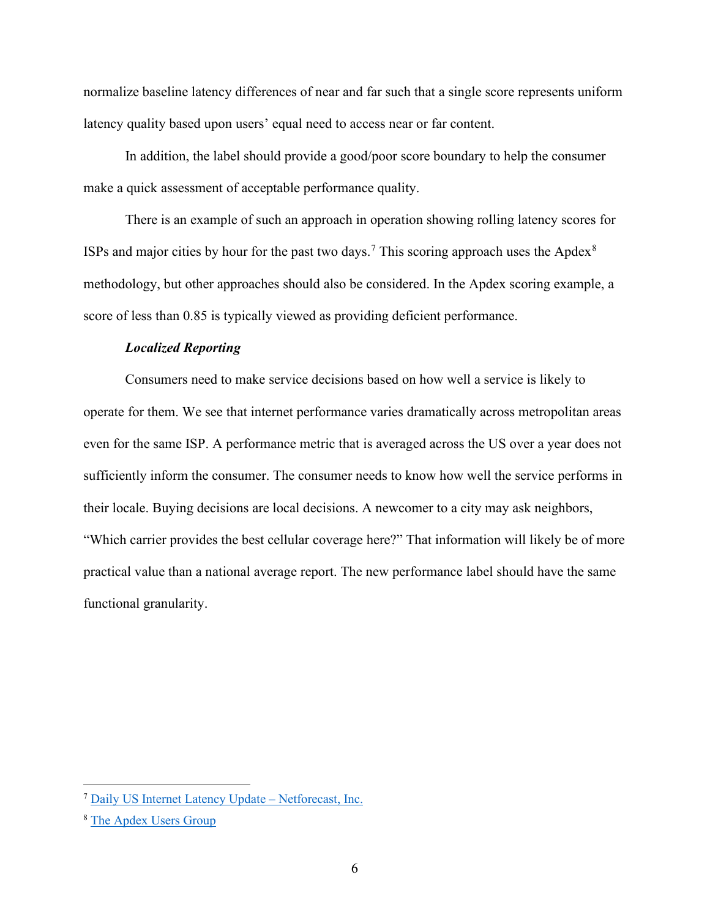normalize baseline latency differences of near and far such that a single score represents uniform latency quality based upon users' equal need to access near or far content.

In addition, the label should provide a good/poor score boundary to help the consumer make a quick assessment of acceptable performance quality.

There is an example of such an approach in operation showing rolling latency scores for ISPs and major cities by hour for the past two days.[7] This scoring approach uses the Apdex[8] methodology, but other approaches should also be considered. In the Apdex scoring example, a score of less than 0.85 is typically viewed as providing deficient performance.

***Localized Reporting***

Consumers need to make service decisions based on how well a service is likely to operate for them. We see that internet performance varies dramatically across metropolitan areas even for the same ISP. A performance metric that is averaged across the US over a year does not sufficiently inform the consumer. The consumer needs to know how well the service performs in their locale. Buying decisions are local decisions. A newcomer to a city may ask neighbors, "Which carrier provides the best cellular coverage here?" That information will likely be of more practical value than a national average report. The new performance label should have the same functional granularity.

---

[7] Daily US Internet Latency Update – Netforecast, Inc.

[8] The Apdex Users Group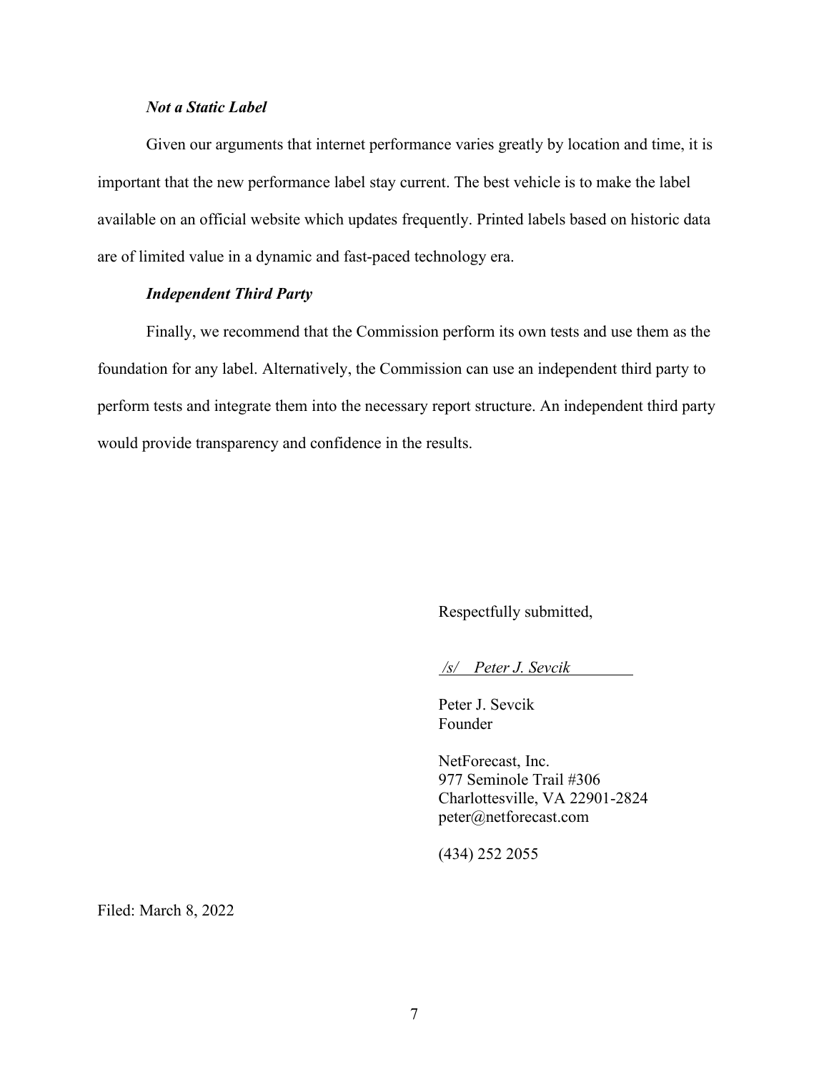***Not a Static Label***

Given our arguments that internet performance varies greatly by location and time, it is important that the new performance label stay current. The best vehicle is to make the label available on an official website which updates frequently. Printed labels based on historic data are of limited value in a dynamic and fast-paced technology era.

***Independent Third Party***

Finally, we recommend that the Commission perform its own tests and use them as the foundation for any label. Alternatively, the Commission can use an independent third party to perform tests and integrate them into the necessary report structure. An independent third party would provide transparency and confidence in the results.

Respectfully submitted,

*/s/ Peter J. Sevcik*

Peter J. Sevcik
Founder

NetForecast, Inc.
977 Seminole Trail #306
Charlottesville, VA 22901-2824
peter@netforecast.com

(434) 252 2055

Filed: March 8, 2022